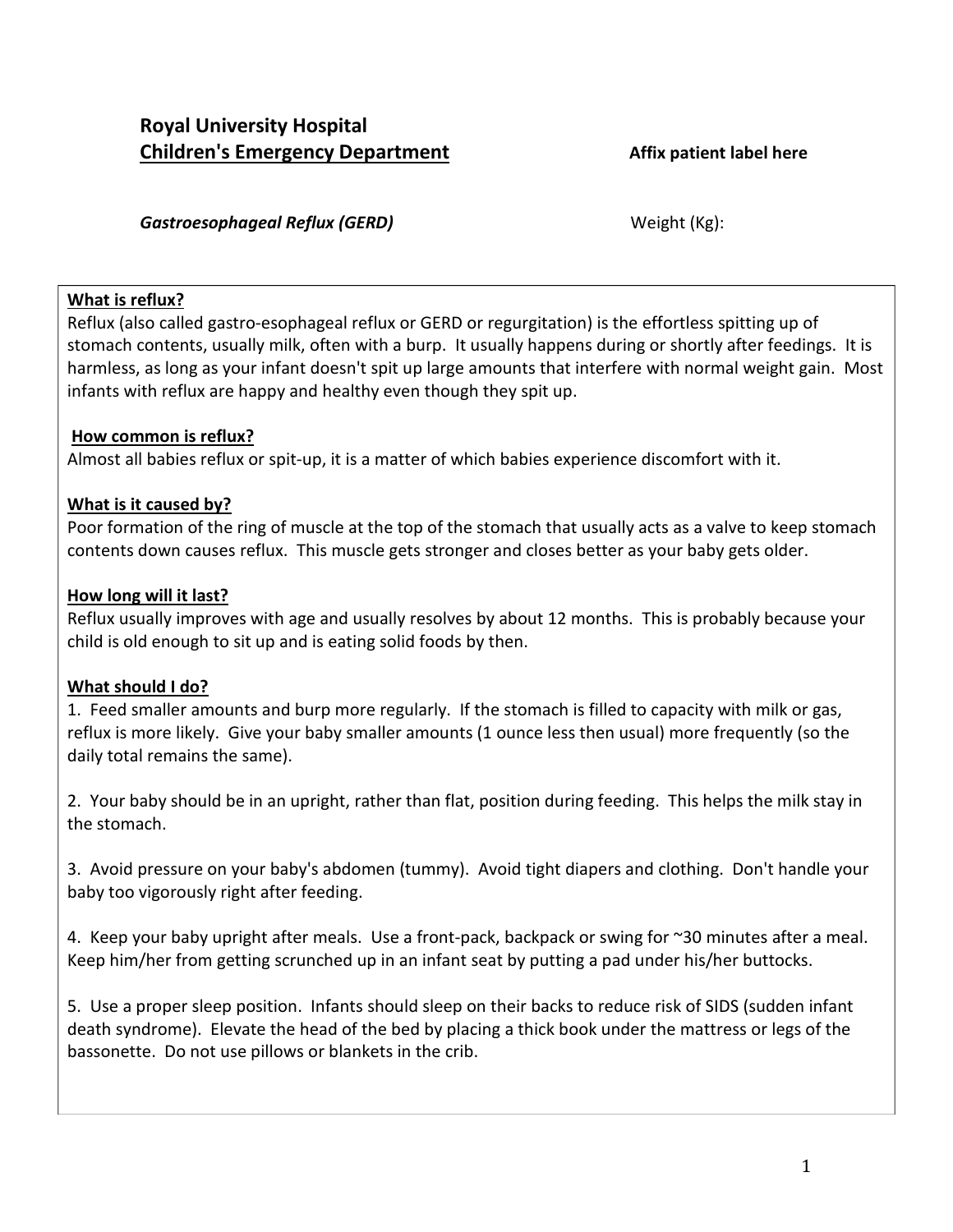**Royal University Hospital**
**<u>Children's Emergency Department</u>** **Affix patient label here**

***Gastroesophageal Reflux (GERD)*** Weight (Kg):

**<u>What is reflux?</u>**
Reflux (also called gastro-esophageal reflux or GERD or regurgitation) is the effortless spitting up of stomach contents, usually milk, often with a burp. It usually happens during or shortly after feedings. It is harmless, as long as your infant doesn't spit up large amounts that interfere with normal weight gain. Most infants with reflux are happy and healthy even though they spit up.

**<u>How common is reflux?</u>**
Almost all babies reflux or spit-up, it is a matter of which babies experience discomfort with it.

**<u>What is it caused by?</u>**
Poor formation of the ring of muscle at the top of the stomach that usually acts as a valve to keep stomach contents down causes reflux. This muscle gets stronger and closes better as your baby gets older.

**<u>How long will it last?</u>**
Reflux usually improves with age and usually resolves by about 12 months. This is probably because your child is old enough to sit up and is eating solid foods by then.

**<u>What should I do?</u>**
1. Feed smaller amounts and burp more regularly. If the stomach is filled to capacity with milk or gas, reflux is more likely. Give your baby smaller amounts (1 ounce less then usual) more frequently (so the daily total remains the same).

2. Your baby should be in an upright, rather than flat, position during feeding. This helps the milk stay in the stomach.

3. Avoid pressure on your baby's abdomen (tummy). Avoid tight diapers and clothing. Don't handle your baby too vigorously right after feeding.

4. Keep your baby upright after meals. Use a front-pack, backpack or swing for ~30 minutes after a meal. Keep him/her from getting scrunched up in an infant seat by putting a pad under his/her buttocks.

5. Use a proper sleep position. Infants should sleep on their backs to reduce risk of SIDS (sudden infant death syndrome). Elevate the head of the bed by placing a thick book under the mattress or legs of the bassonette. Do not use pillows or blankets in the crib.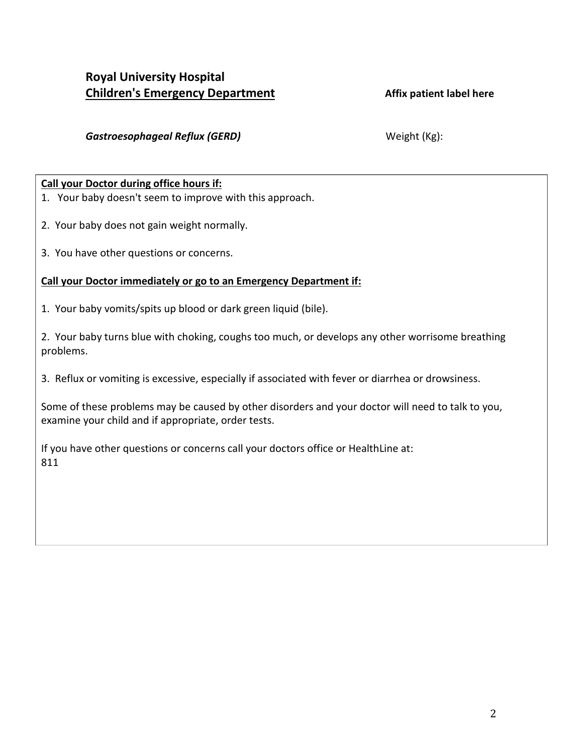**Royal University Hospital**
**Children's Emergency Department**

**Affix patient label here**

***Gastroesophageal Reflux (GERD)***

Weight (Kg):

**Call your Doctor during office hours if:**

1. Your baby doesn't seem to improve with this approach.
2. Your baby does not gain weight normally.
3. You have other questions or concerns.

**Call your Doctor immediately or go to an Emergency Department if:**

1. Your baby vomits/spits up blood or dark green liquid (bile).
2. Your baby turns blue with choking, coughs too much, or develops any other worrisome breathing problems.
3. Reflux or vomiting is excessive, especially if associated with fever or diarrhea or drowsiness.

Some of these problems may be caused by other disorders and your doctor will need to talk to you, examine your child and if appropriate, order tests.

If you have other questions or concerns call your doctors office or HealthLine at:
811